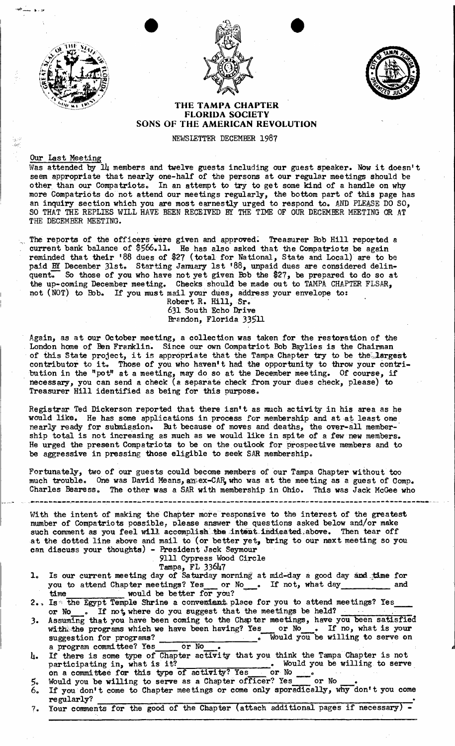# THE TAMPA CHAPTER
## FLORIDA SOCIETY
## SONS OF THE AMERICAN REVOLUTION

NEWSLETTER DECEMBER 1987

### Our Last Meeting

Was attended by 14 members and twelve guests including our guest speaker. Now it doesn't seem appropriate that nearly one-half of the persons at our regular meetings should be other than our Compatriots. In an attempt to try to get some kind of a handle on why more Compatriots do not attend our meetings regularly, the bottom part of this page has an inquiry section which you are most earnestly urged to respond to. AND PLEASE DO SO, SO THAT THE REPLIES WILL HAVE BEEN RECEIVED BY THE TIME OF OUR DECEMBER MEETING OR AT THE DECEMBER MEETING.

The reports of the officers were given and approved. Treasurer Bob Hill reported a current bank balance of $566.11. He has also asked that the Compatriots be again reminded that their '88 dues of $27 (total for National, State and Local) are to be paid BY December 31st. Starting January 1st '88, unpaid dues are considered delinquent. So those of you who have not yet given Bob the $27, be prepared to do so at the up-coming December meeting. Checks should be made out to TAMPA CHAPTER FLSAR, not (NOT) to Bob. If you must mail your dues, address your envelope to:

Robert R. Hill, Sr.
631 South Echo Drive
Brandon, Florida 33511

Again, as at our October meeting, a collection was taken for the restoration of the London home of Ben Franklin. Since our own Compatriot Bob Baylies is the Chairman of this State project, it is appropriate that the Tampa Chapter try to be the largest contributor to it. Those of you who haven't had the opportunity to throw your contribution in the "pot" at a meeting, may do so at the December meeting. Of course, if necessary, you can send a check (a separate check from your dues check, please) to Treasurer Hill identified as being for this purpose.

Registrar Ted Dickerson reported that there isn't as much activity in his area as he would like. He has some applications in process for membership and at at least one nearly ready for submission. But because of moves and deaths, the over-all membership total is not increasing as much as we would like in spite of a few new members. He urged the present Compatriots to be on the outlook for prospective members and to be aggressive in pressing those eligible to seek SAR membership.

Fortunately, two of our guests could become members of our Tampa Chapter without too much trouble. One was David Means, an ex-CAR, who was at the meeting as a guest of Comp. Charles Bearess. The other was a SAR with membership in Ohio. This was Jack McGee who

---

With the intent of making the Chapter more responsive to the interest of the greatest number of Compatriots possible, please answer the questions asked below and/or make such comment as you feel will accomplish the intent indicated above. Then tear off at the dotted line above and mail to (or better yet, bring to our next meeting so you can discuss your thoughts) - President Jack Seymour

9111 Cypress Wood Circle
Tampa, FL 33647

1. Is our current meeting day of Saturday morning at mid-day a good day and time for you to attend Chapter meetings? Yes___ or No___. If not, what day__________ and time__________ would be better for you?
2. Is the Egypt Temple Shrine a convenient place for you to attend meetings? Yes___ or No___. If not, where do you suggest that the meetings be held? __________
3. Assuming that you have been coming to the Chapter meetings, have you been satisfied with the programs which we have been having? Yes___ or No___. If no, what is your suggestion for programs? __________. Would you be willing to serve on a program committee? Yes___ or No___.
4. If there is some type of Chapter activity that you think the Tampa Chapter is not participating in, what is it? __________. Would you be willing to serve on a committee for this type of activity? Yes___ or No___.
5. Would you be willing to serve as a Chapter officer? Yes___ or No___.
6. If you don't come to Chapter meetings or come only sporadically, why don't you come regularly? __________.
7. Your comments for the good of the Chapter (attach additional pages if necessary) - __________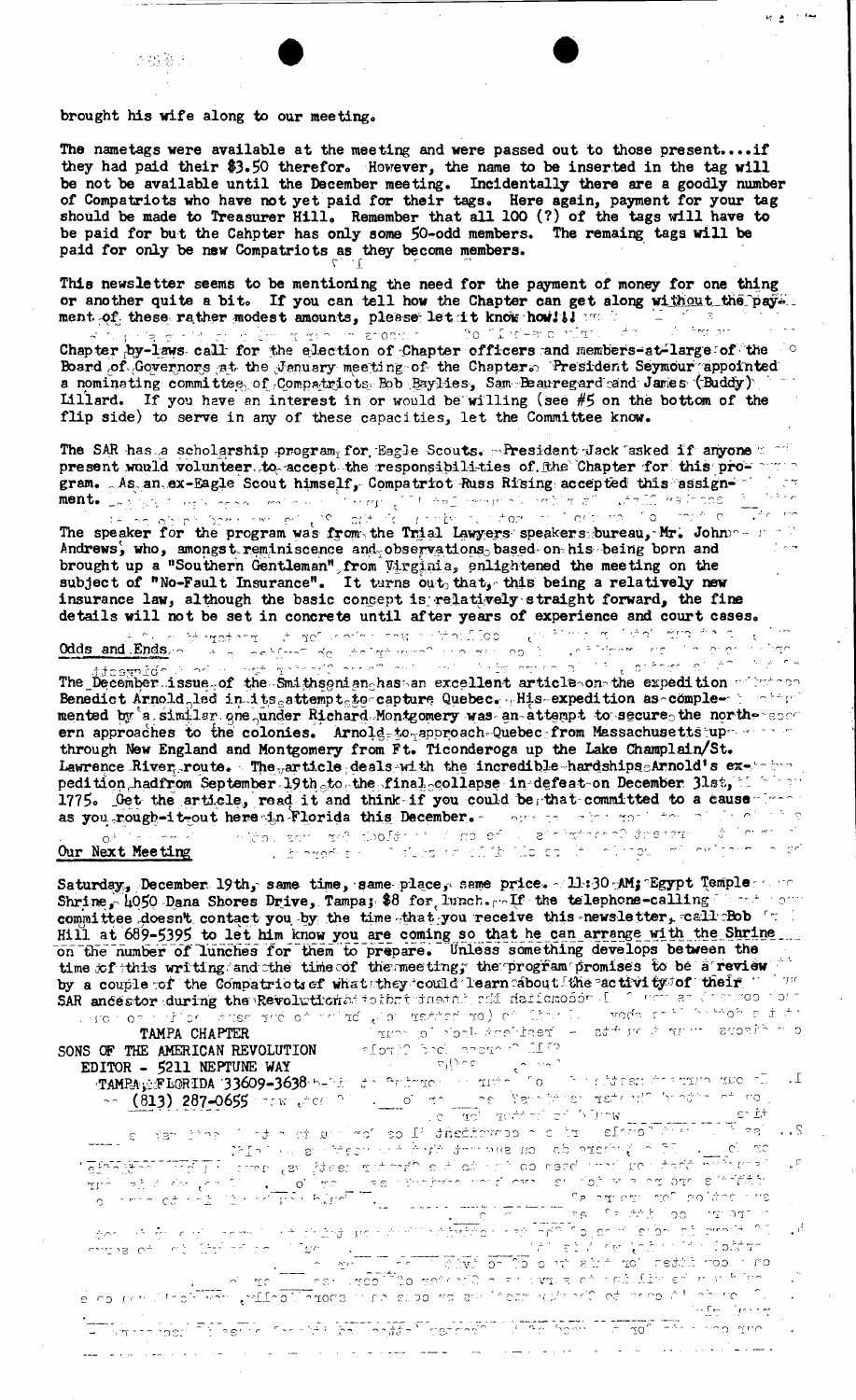brought his wife along to our meeting.

The nametags were available at the meeting and were passed out to those present....if they had paid their $3.50 therefor. However, the name to be inserted in the tag will be not be available until the December meeting. Incidentally there are a goodly number of Compatriots who have not yet paid for their tags. Here again, payment for your tag should be made to Treasurer Hill. Remember that all 100 (?) of the tags will have to be paid for but the Cahpter has only some 50-odd members. The remaing tags will be paid for only be new Compatriots as they become members.

This newsletter seems to be mentioning the need for the payment of money for one thing or another quite a bit. If you can tell how the Chapter can get along without the payment of these rather modest amounts, please let it know how!!

Chapter by-laws call for the election of Chapter officers and members-at-large of the Board of Governors at the January meeting of the Chapter. President Seymour appointed a nominating committee of Compatriots Bob Baylies, Sam Beauregard and James (Buddy) Lillard. If you have an interest in or would be willing (see #5 on the bottom of the flip side) to serve in any of these capacities, let the Committee know.

The SAR has a scholarship program for Eagle Scouts. President Jack asked if anyone present would volunteer to accept the responsibilities of the Chapter for this program. As an ex-Eagle Scout himself, Compatriot Russ Rising accepted this assignment.

The speaker for the program was from the Trial Lawyers speakers bureau, Mr. John Andrews, who, amongst reminiscence and observations based on his being born and brought up a "Southern Gentleman" from Virginia, enlightened the meeting on the subject of "No-Fault Insurance". It turns out that, this being a relatively new insurance law, although the basic concept is relatively straight forward, the fine details will not be set in concrete until after years of experience and court cases.

## Odds and Ends

The December issue of the Smithsonian has an excellent article on the expedition Benedict Arnold led in its attempt to capture Quebec. His expedition as complemented by a similar one under Richard Montgomery was an attempt to secure the northern approaches to the colonies. Arnold to approach Quebec from Massachusetts up through New England and Montgomery from Ft. Ticonderoga up the Lake Champlain/St. Lawrence River route. The article deals with the incredible hardships Arnold's expedition had from September 19th to the final collapse in defeat on December 31st, 1775. Get the article, read it and think if you could be that committed to a cause as you rough-it-out here in Florida this December.

## Our Next Meeting

Saturday, December 19th, same time, same place, same price. 11:30 AM; Egypt Temple Shrine, 4050 Dana Shores Drive, Tampa; $8 for lunch. If the telephone-calling committee doesn't contact you by the time that you receive this newsletter, call Bob Hill at 689-5395 to let him know you are coming so that he can arrange with the Shrine on the number of lunches for them to prepare. Unless something develops between the time of this writing and the time of the meeting, the program promises to be a review by a couple of the Compatriots of what they could learn about the activity of their SAR ancestor during the Revolution.

TAMPA CHAPTER
SONS OF THE AMERICAN REVOLUTION
EDITOR - 5211 NEPTUNE WAY
TAMPA, FLORIDA 33609-3638
(813) 287-0655